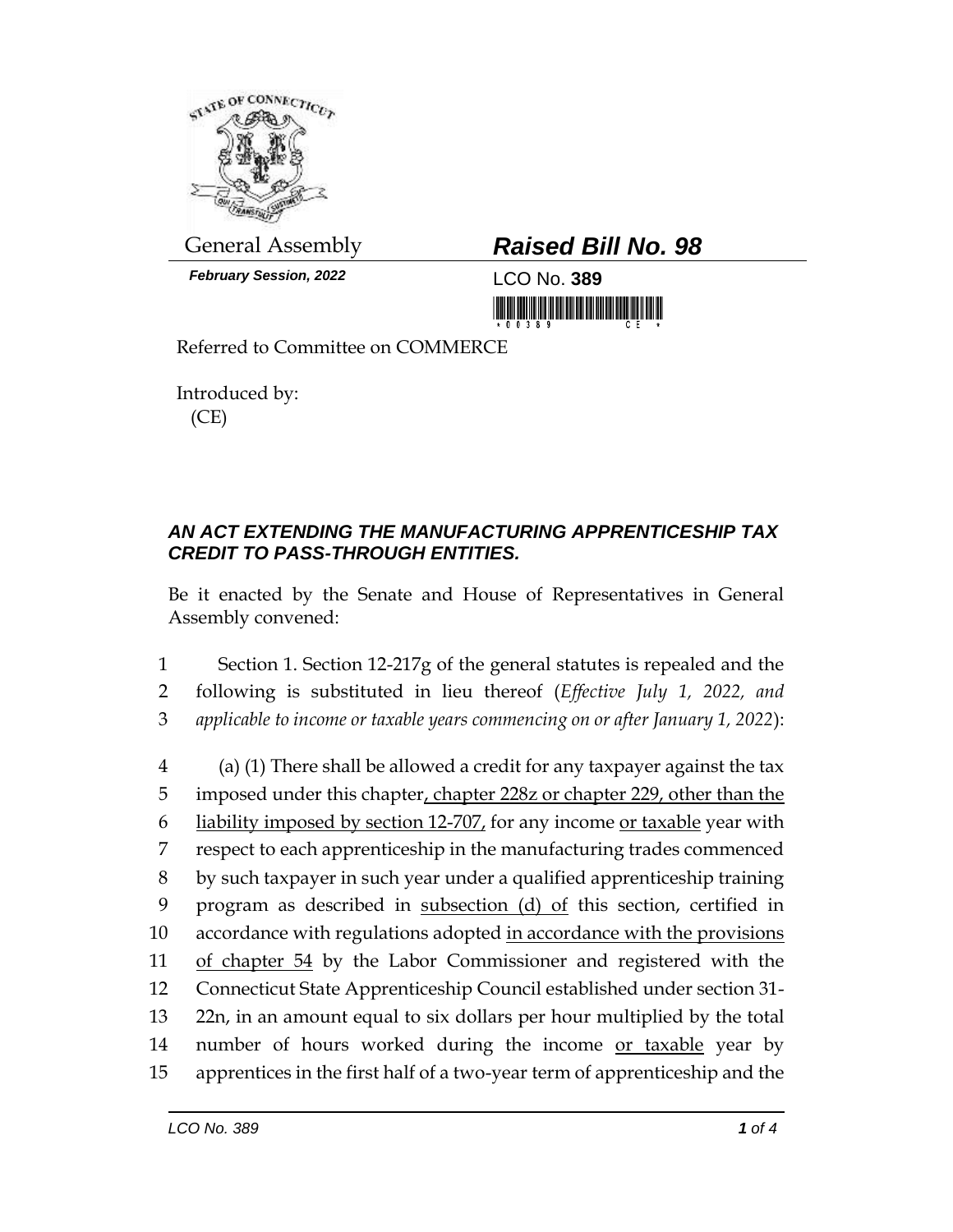General Assembly

***Raised Bill No. 98***

***February Session, 2022***

LCO No. **389**

Referred to Committee on COMMERCE

Introduced by:
(CE)

## *AN ACT EXTENDING THE MANUFACTURING APPRENTICESHIP TAX CREDIT TO PASS-THROUGH ENTITIES.*

Be it enacted by the Senate and House of Representatives in General Assembly convened:

1 Section 1. Section 12-217g of the general statutes is repealed and the
2 following is substituted in lieu thereof (*Effective July 1, 2022, and*
3 *applicable to income or taxable years commencing on or after January 1, 2022*):

4 (a) (1) There shall be allowed a credit for any taxpayer against the tax
5 imposed under this chapter<u>, chapter 228z or chapter 229, other than the</u>
6 <u>liability imposed by section 12-707,</u> for any income <u>or taxable</u> year with
7 respect to each apprenticeship in the manufacturing trades commenced
8 by such taxpayer in such year under a qualified apprenticeship training
9 program as described in <u>subsection (d) of</u> this section, certified in
10 accordance with regulations adopted <u>in accordance with the provisions</u>
11 <u>of chapter 54</u> by the Labor Commissioner and registered with the
12 Connecticut State Apprenticeship Council established under section 31-
13 22n, in an amount equal to six dollars per hour multiplied by the total
14 number of hours worked during the income <u>or taxable</u> year by
15 apprentices in the first half of a two-year term of apprenticeship and the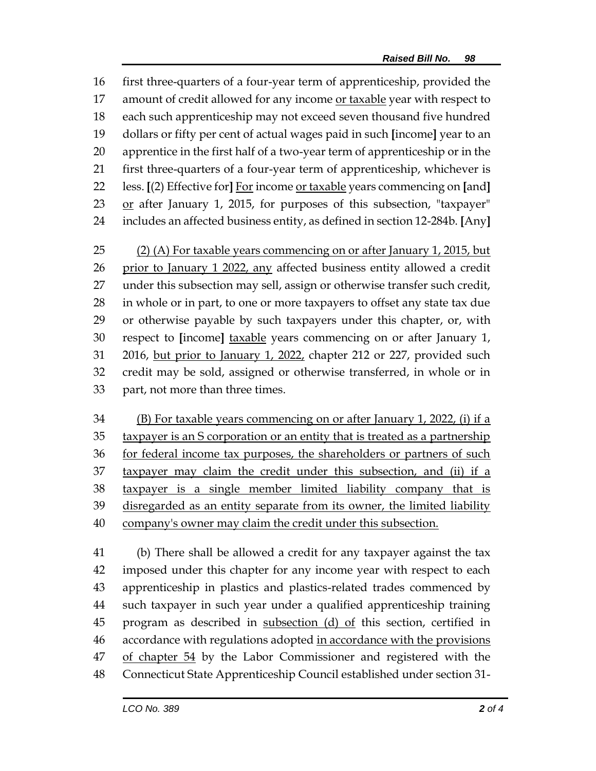first three-quarters of a four-year term of apprenticeship, provided the amount of credit allowed for any income <u>or taxable</u> year with respect to each such apprenticeship may not exceed seven thousand five hundred dollars or fifty per cent of actual wages paid in such **[**income**]** year to an apprentice in the first half of a two-year term of apprenticeship or in the first three-quarters of a four-year term of apprenticeship, whichever is less. **[**(2) Effective for**]** <u>For</u> income <u>or taxable</u> years commencing on **[**and**]** <u>or</u> after January 1, 2015, for purposes of this subsection, "taxpayer" includes an affected business entity, as defined in section 12-284b. **[**Any**]**

<u>(2) (A) For taxable years commencing on or after January 1, 2015, but prior to January 1 2022, any</u> affected business entity allowed a credit under this subsection may sell, assign or otherwise transfer such credit, in whole or in part, to one or more taxpayers to offset any state tax due or otherwise payable by such taxpayers under this chapter, or, with respect to **[**income**]** <u>taxable</u> years commencing on or after January 1, 2016, <u>but prior to January 1, 2022,</u> chapter 212 or 227, provided such credit may be sold, assigned or otherwise transferred, in whole or in part, not more than three times.

<u>(B) For taxable years commencing on or after January 1, 2022, (i) if a taxpayer is an S corporation or an entity that is treated as a partnership for federal income tax purposes, the shareholders or partners of such taxpayer may claim the credit under this subsection, and (ii) if a taxpayer is a single member limited liability company that is disregarded as an entity separate from its owner, the limited liability company's owner may claim the credit under this subsection.</u>

(b) There shall be allowed a credit for any taxpayer against the tax imposed under this chapter for any income year with respect to each apprenticeship in plastics and plastics-related trades commenced by such taxpayer in such year under a qualified apprenticeship training program as described in <u>subsection (d) of</u> this section, certified in accordance with regulations adopted <u>in accordance with the provisions of chapter 54</u> by the Labor Commissioner and registered with the Connecticut State Apprenticeship Council established under section 31-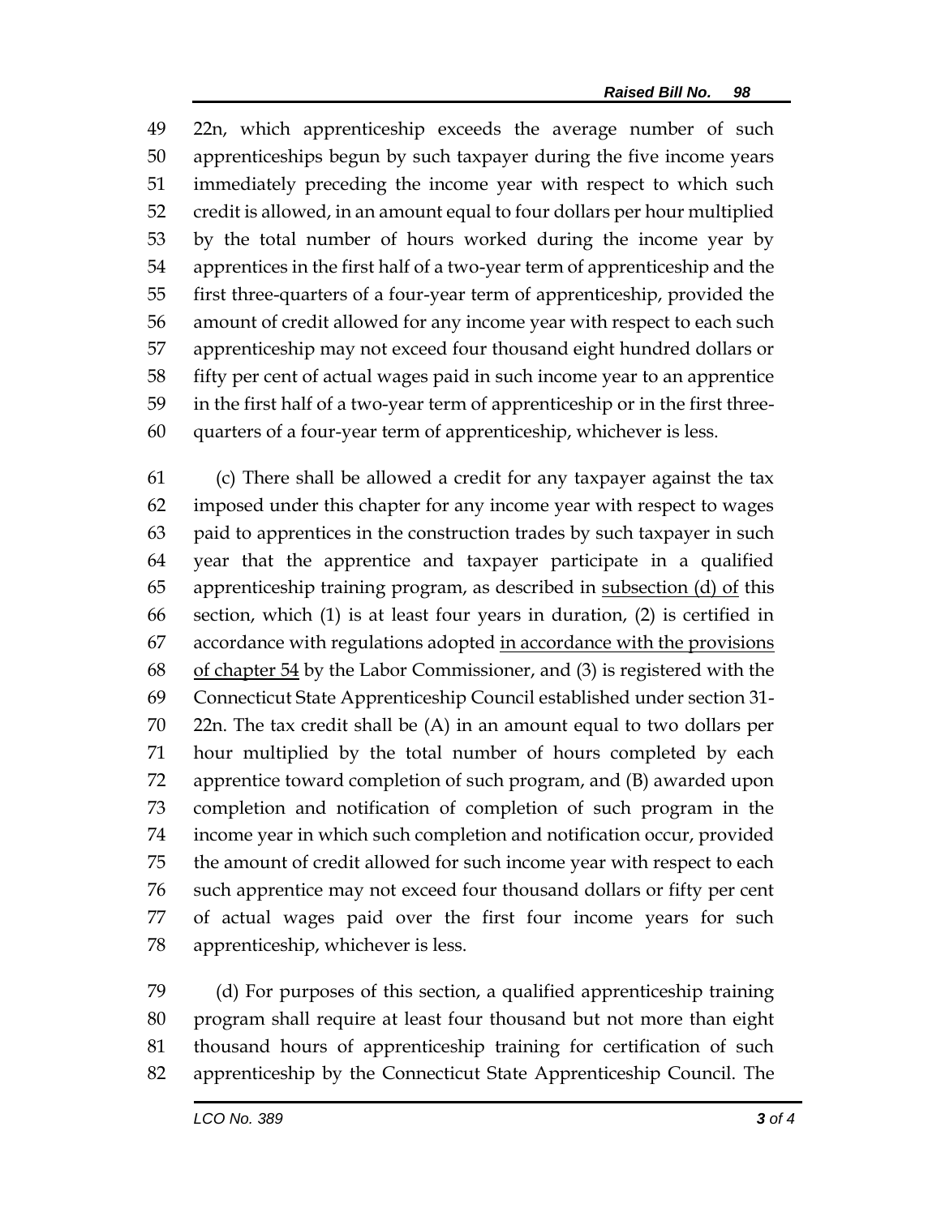22n, which apprenticeship exceeds the average number of such apprenticeships begun by such taxpayer during the five income years immediately preceding the income year with respect to which such credit is allowed, in an amount equal to four dollars per hour multiplied by the total number of hours worked during the income year by apprentices in the first half of a two-year term of apprenticeship and the first three-quarters of a four-year term of apprenticeship, provided the amount of credit allowed for any income year with respect to each such apprenticeship may not exceed four thousand eight hundred dollars or fifty per cent of actual wages paid in such income year to an apprentice in the first half of a two-year term of apprenticeship or in the first three-quarters of a four-year term of apprenticeship, whichever is less.

(c) There shall be allowed a credit for any taxpayer against the tax imposed under this chapter for any income year with respect to wages paid to apprentices in the construction trades by such taxpayer in such year that the apprentice and taxpayer participate in a qualified apprenticeship training program, as described in <u>subsection (d) of</u> this section, which (1) is at least four years in duration, (2) is certified in accordance with regulations adopted <u>in accordance with the provisions of chapter 54</u> by the Labor Commissioner, and (3) is registered with the Connecticut State Apprenticeship Council established under section 31-22n. The tax credit shall be (A) in an amount equal to two dollars per hour multiplied by the total number of hours completed by each apprentice toward completion of such program, and (B) awarded upon completion and notification of completion of such program in the income year in which such completion and notification occur, provided the amount of credit allowed for such income year with respect to each such apprentice may not exceed four thousand dollars or fifty per cent of actual wages paid over the first four income years for such apprenticeship, whichever is less.

(d) For purposes of this section, a qualified apprenticeship training program shall require at least four thousand but not more than eight thousand hours of apprenticeship training for certification of such apprenticeship by the Connecticut State Apprenticeship Council. The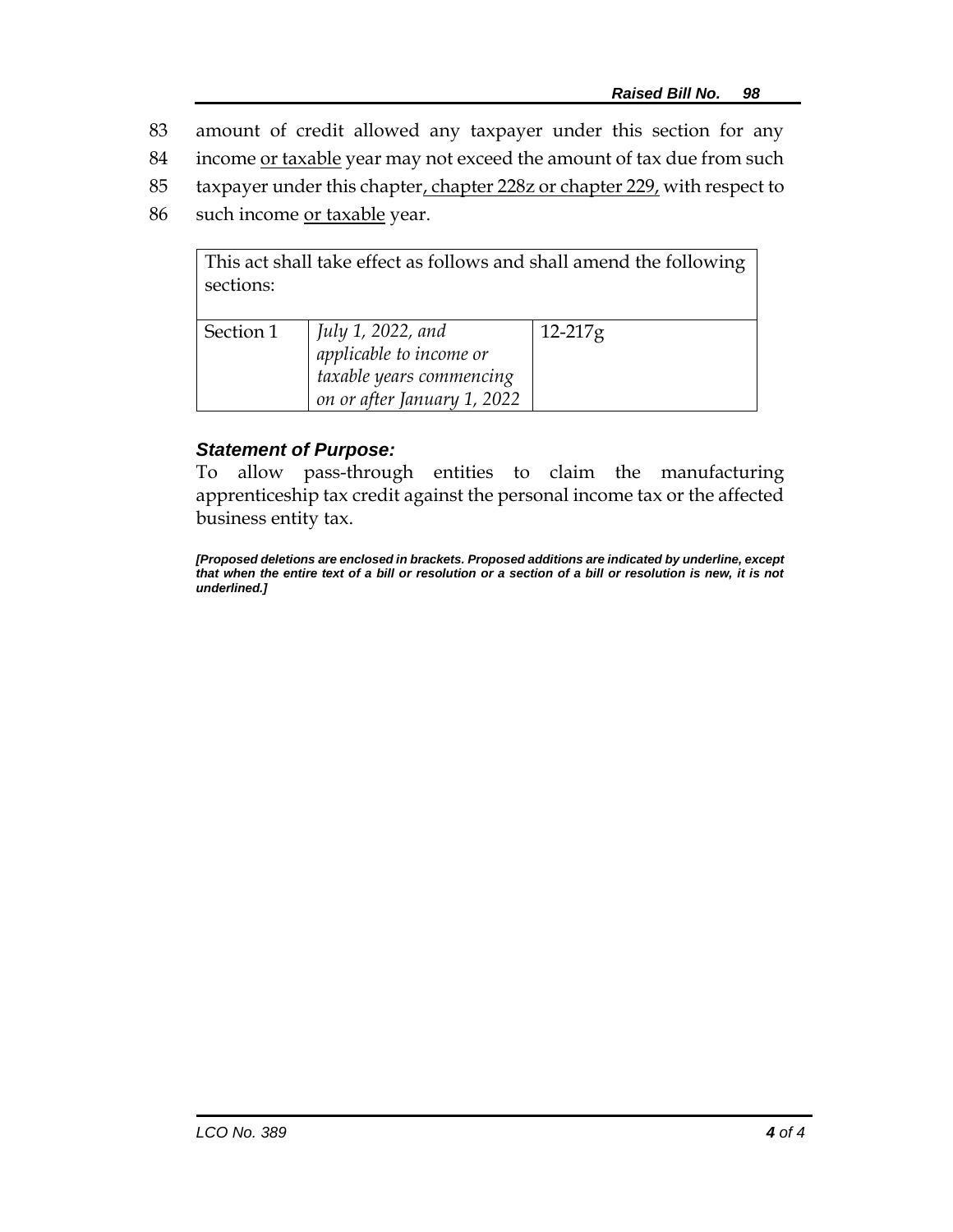83 amount of credit allowed any taxpayer under this section for any
84 income <u>or taxable</u> year may not exceed the amount of tax due from such
85 taxpayer under this chapter<u>, chapter 228z or chapter 229,</u> with respect to
86 such income <u>or taxable</u> year.

| This act shall take effect as follows and shall amend the following sections: | | |
|---|---|---|
| Section 1 | *July 1, 2022, and applicable to income or taxable years commencing on or after January 1, 2022* | 12-217g |

### *Statement of Purpose:*

To allow pass-through entities to claim the manufacturing apprenticeship tax credit against the personal income tax or the affected business entity tax.

***[Proposed deletions are enclosed in brackets. Proposed additions are indicated by underline, except that when the entire text of a bill or resolution or a section of a bill or resolution is new, it is not underlined.]***